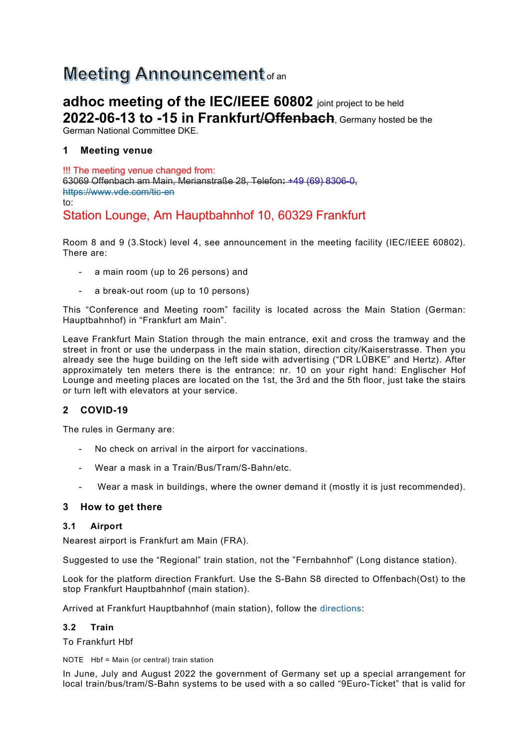# Meeting Announcement of an

## adhoc meeting of the IEC/IEEE 60802 joint project to be held 2022-06-13 to -15 in Frankfurt/~~Offenbach~~, Germany hosted be the German National Committee DKE.

### 1 Meeting venue

!!! The meeting venue changed from:
~~63069 Offenbach am Main, Merianstraße 28, Telefon: +49 (69) 8306-0, https://www.vde.com/tic-en~~
to:

Station Lounge, Am Hauptbahnhof 10, 60329 Frankfurt

Room 8 and 9 (3.Stock) level 4, see announcement in the meeting facility (IEC/IEEE 60802). There are:

- a main room (up to 26 persons) and
- a break-out room (up to 10 persons)

This "Conference and Meeting room" facility is located across the Main Station (German: Hauptbahnhof) in "Frankfurt am Main".

Leave Frankfurt Main Station through the main entrance, exit and cross the tramway and the street in front or use the underpass in the main station, direction city/Kaiserstrasse. Then you already see the huge building on the left side with advertising ("DR LÜBKE" and Hertz). After approximately ten meters there is the entrance: nr. 10 on your right hand: Englischer Hof Lounge and meeting places are located on the 1st, the 3rd and the 5th floor, just take the stairs or turn left with elevators at your service.

### 2 COVID-19

The rules in Germany are:

- No check on arrival in the airport for vaccinations.
- Wear a mask in a Train/Bus/Tram/S-Bahn/etc.
- Wear a mask in buildings, where the owner demand it (mostly it is just recommended).

### 3 How to get there

#### 3.1 Airport

Nearest airport is Frankfurt am Main (FRA).

Suggested to use the "Regional" train station, not the "Fernbahnhof" (Long distance station).

Look for the platform direction Frankfurt. Use the S-Bahn S8 directed to Offenbach(Ost) to the stop Frankfurt Hauptbahnhof (main station).

Arrived at Frankfurt Hauptbahnhof (main station), follow the directions:

#### 3.2 Train

To Frankfurt Hbf

NOTE Hbf = Main (or central) train station

In June, July and August 2022 the government of Germany set up a special arrangement for local train/bus/tram/S-Bahn systems to be used with a so called "9Euro-Ticket" that is valid for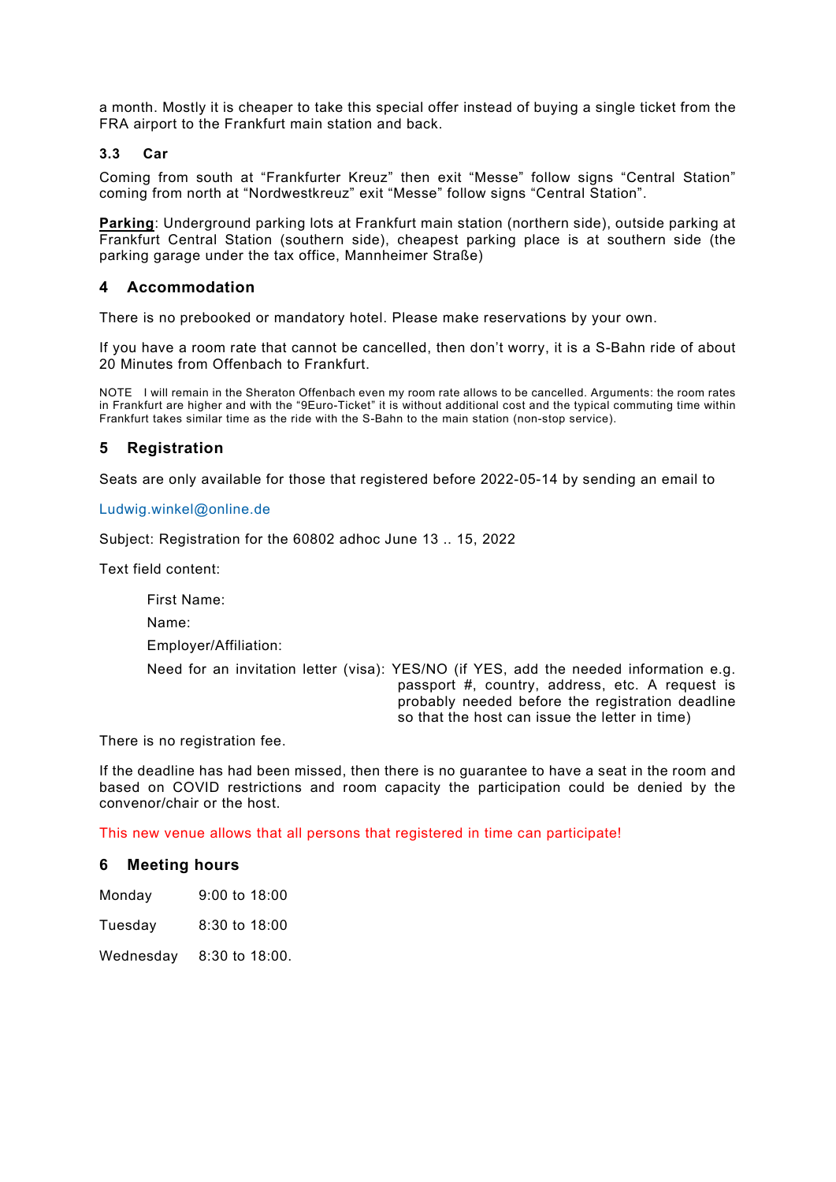a month. Mostly it is cheaper to take this special offer instead of buying a single ticket from the FRA airport to the Frankfurt main station and back.

### 3.3 Car

Coming from south at “Frankfurter Kreuz” then exit “Messe” follow signs “Central Station” coming from north at “Nordwestkreuz” exit “Messe” follow signs “Central Station”.

**Parking**: Underground parking lots at Frankfurt main station (northern side), outside parking at Frankfurt Central Station (southern side), cheapest parking place is at southern side (the parking garage under the tax office, Mannheimer Straße)

## 4 Accommodation

There is no prebooked or mandatory hotel. Please make reservations by your own.

If you have a room rate that cannot be cancelled, then don’t worry, it is a S-Bahn ride of about 20 Minutes from Offenbach to Frankfurt.

NOTE I will remain in the Sheraton Offenbach even my room rate allows to be cancelled. Arguments: the room rates in Frankfurt are higher and with the “9Euro-Ticket” it is without additional cost and the typical commuting time within Frankfurt takes similar time as the ride with the S-Bahn to the main station (non-stop service).

## 5 Registration

Seats are only available for those that registered before 2022-05-14 by sending an email to

Ludwig.winkel@online.de

Subject: Registration for the 60802 adhoc June 13 .. 15, 2022

Text field content:

First Name:

Name:

Employer/Affiliation:

Need for an invitation letter (visa): YES/NO (if YES, add the needed information e.g. passport #, country, address, etc. A request is probably needed before the registration deadline so that the host can issue the letter in time)

There is no registration fee.

If the deadline has had been missed, then there is no guarantee to have a seat in the room and based on COVID restrictions and room capacity the participation could be denied by the convenor/chair or the host.

This new venue allows that all persons that registered in time can participate!

## 6 Meeting hours

| | |
|---|---|
| Monday | 9:00 to 18:00 |
| Tuesday | 8:30 to 18:00 |
| Wednesday | 8:30 to 18:00. |